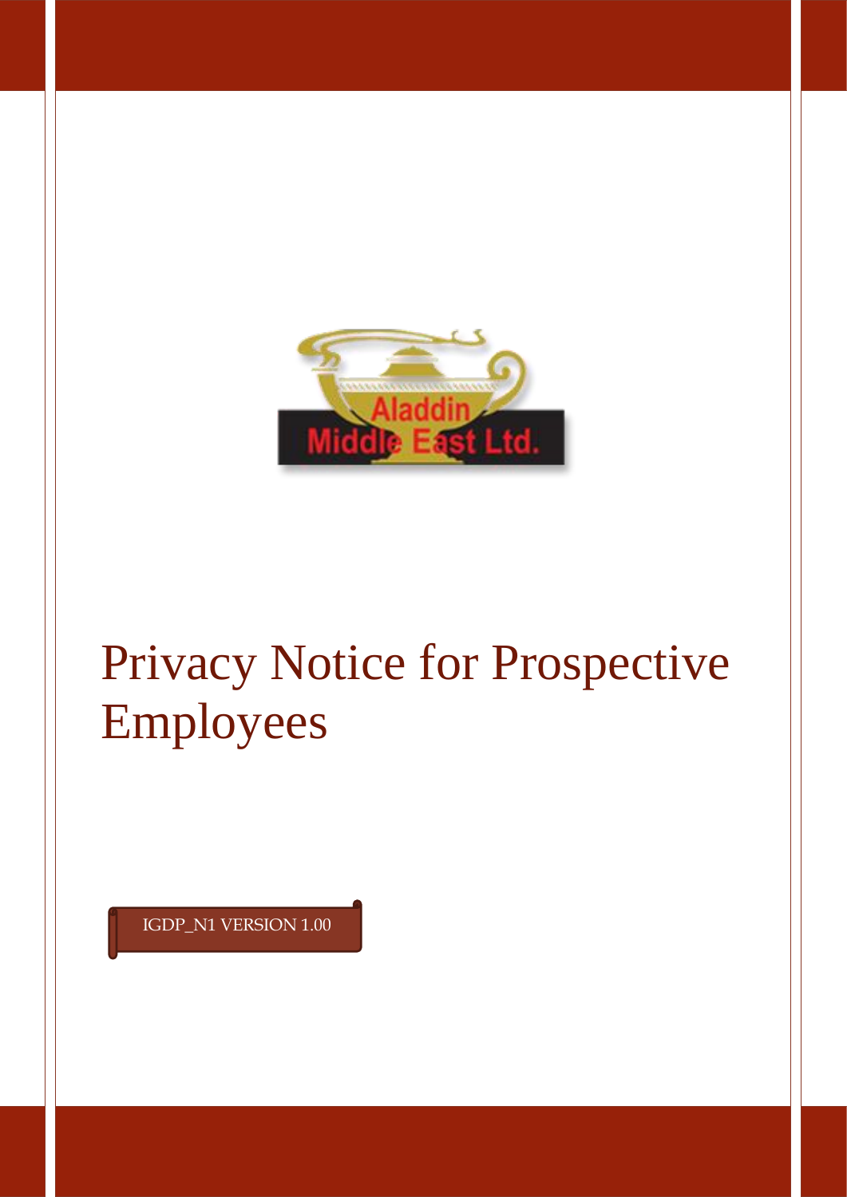Aladdin Middle East Ltd.

# Privacy Notice for Prospective Employees

IGDP_N1 VERSION 1.00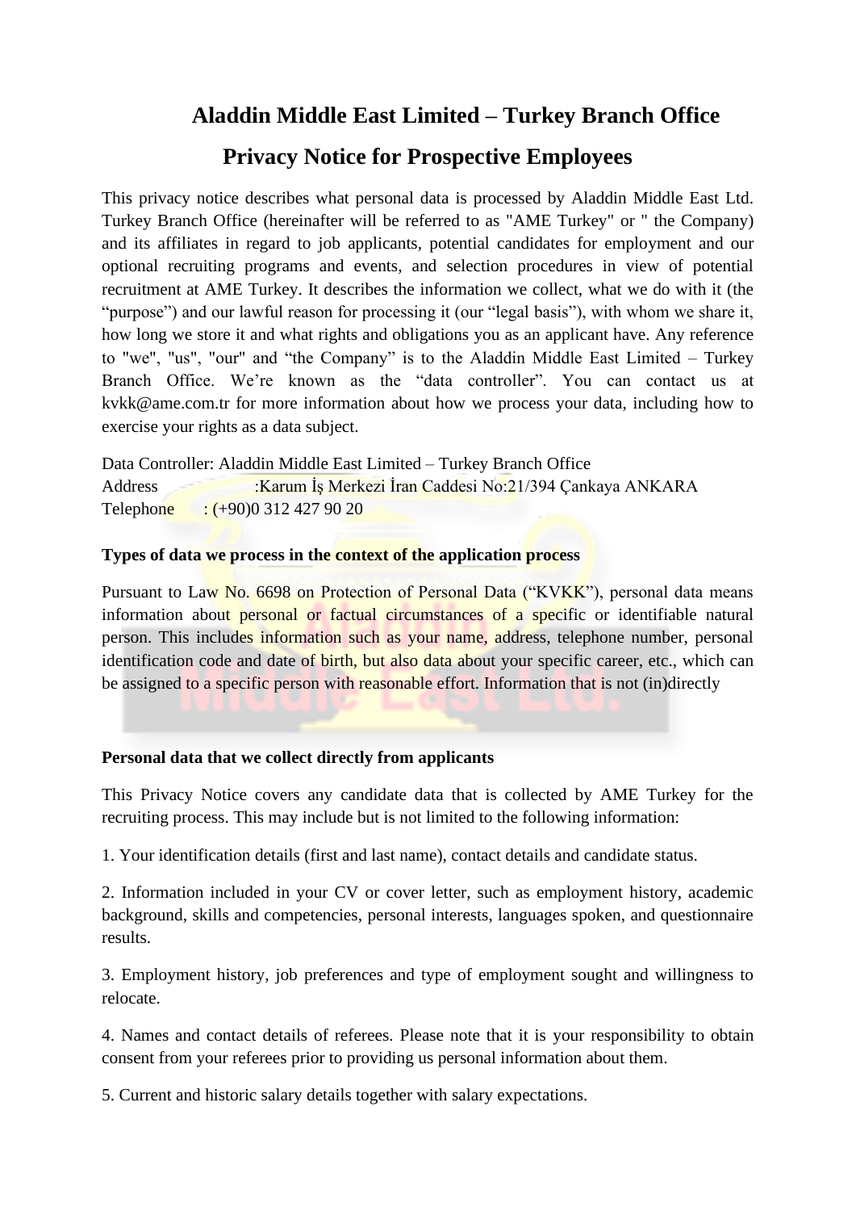# Aladdin Middle East Limited – Turkey Branch Office

## Privacy Notice for Prospective Employees

This privacy notice describes what personal data is processed by Aladdin Middle East Ltd. Turkey Branch Office (hereinafter will be referred to as "AME Turkey" or " the Company) and its affiliates in regard to job applicants, potential candidates for employment and our optional recruiting programs and events, and selection procedures in view of potential recruitment at AME Turkey. It describes the information we collect, what we do with it (the "purpose") and our lawful reason for processing it (our "legal basis"), with whom we share it, how long we store it and what rights and obligations you as an applicant have. Any reference to "we", "us", "our" and "the Company" is to the Aladdin Middle East Limited – Turkey Branch Office. We're known as the "data controller". You can contact us at kvkk@ame.com.tr for more information about how we process your data, including how to exercise your rights as a data subject.

Data Controller: Aladdin Middle East Limited – Turkey Branch Office
Address :Karum İş Merkezi İran Caddesi No:21/394 Çankaya ANKARA
Telephone : (+90)0 312 427 90 20

**Types of data we process in the context of the application process**

Pursuant to Law No. 6698 on Protection of Personal Data ("KVKK"), personal data means information about personal or factual circumstances of a specific or identifiable natural person. This includes information such as your name, address, telephone number, personal identification code and date of birth, but also data about your specific career, etc., which can be assigned to a specific person with reasonable effort. Information that is not (in)directly

**Personal data that we collect directly from applicants**

This Privacy Notice covers any candidate data that is collected by AME Turkey for the recruiting process. This may include but is not limited to the following information:

1. Your identification details (first and last name), contact details and candidate status.

2. Information included in your CV or cover letter, such as employment history, academic background, skills and competencies, personal interests, languages spoken, and questionnaire results.

3. Employment history, job preferences and type of employment sought and willingness to relocate.

4. Names and contact details of referees. Please note that it is your responsibility to obtain consent from your referees prior to providing us personal information about them.

5. Current and historic salary details together with salary expectations.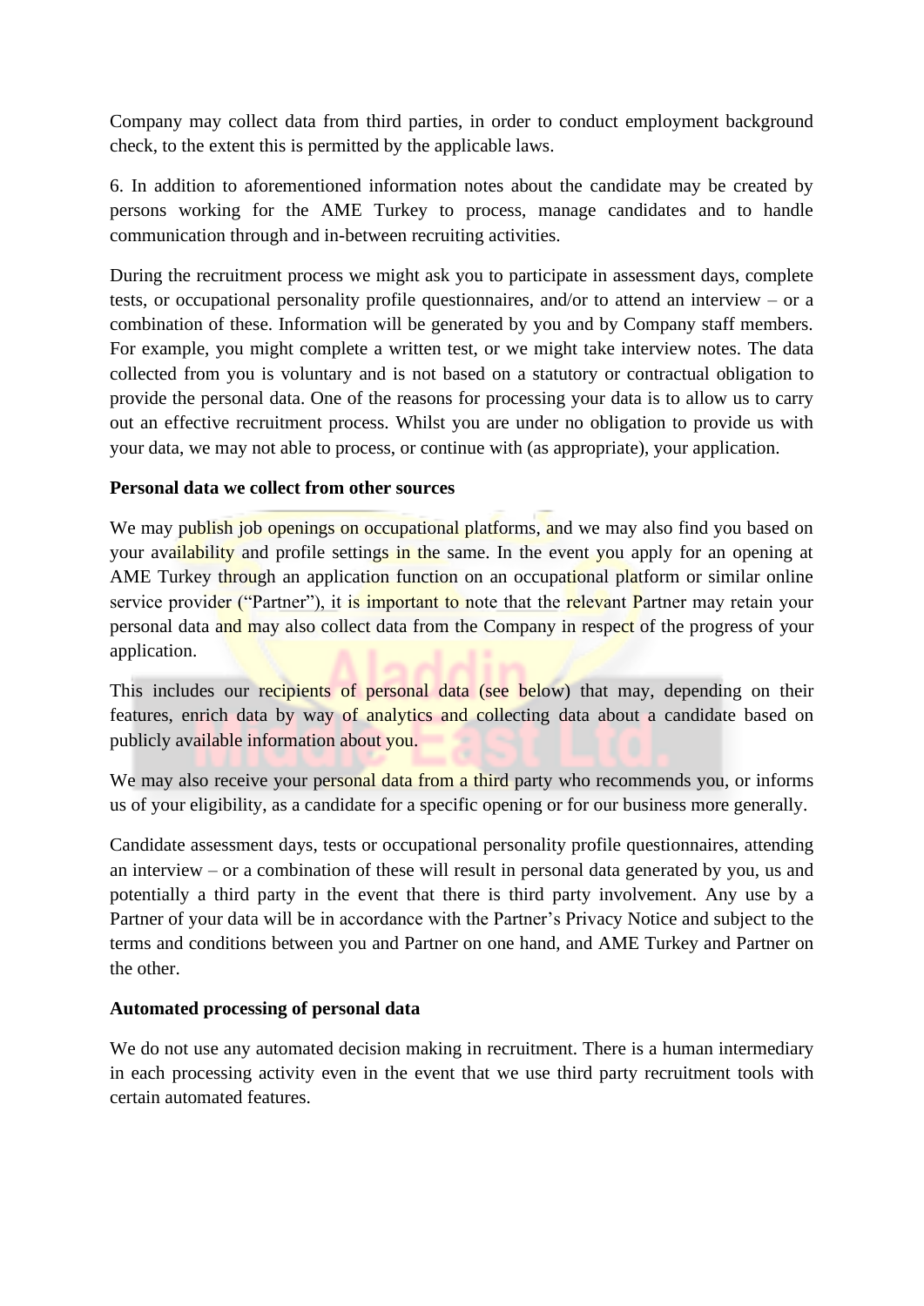Company may collect data from third parties, in order to conduct employment background check, to the extent this is permitted by the applicable laws.

6. In addition to aforementioned information notes about the candidate may be created by persons working for the AME Turkey to process, manage candidates and to handle communication through and in-between recruiting activities.

During the recruitment process we might ask you to participate in assessment days, complete tests, or occupational personality profile questionnaires, and/or to attend an interview – or a combination of these. Information will be generated by you and by Company staff members. For example, you might complete a written test, or we might take interview notes. The data collected from you is voluntary and is not based on a statutory or contractual obligation to provide the personal data. One of the reasons for processing your data is to allow us to carry out an effective recruitment process. Whilst you are under no obligation to provide us with your data, we may not able to process, or continue with (as appropriate), your application.

**Personal data we collect from other sources**

We may publish job openings on occupational platforms, and we may also find you based on your availability and profile settings in the same. In the event you apply for an opening at AME Turkey through an application function on an occupational platform or similar online service provider ("Partner"), it is important to note that the relevant Partner may retain your personal data and may also collect data from the Company in respect of the progress of your application.

This includes our recipients of personal data (see below) that may, depending on their features, enrich data by way of analytics and collecting data about a candidate based on publicly available information about you.

We may also receive your personal data from a third party who recommends you, or informs us of your eligibility, as a candidate for a specific opening or for our business more generally.

Candidate assessment days, tests or occupational personality profile questionnaires, attending an interview – or a combination of these will result in personal data generated by you, us and potentially a third party in the event that there is third party involvement. Any use by a Partner of your data will be in accordance with the Partner's Privacy Notice and subject to the terms and conditions between you and Partner on one hand, and AME Turkey and Partner on the other.

**Automated processing of personal data**

We do not use any automated decision making in recruitment. There is a human intermediary in each processing activity even in the event that we use third party recruitment tools with certain automated features.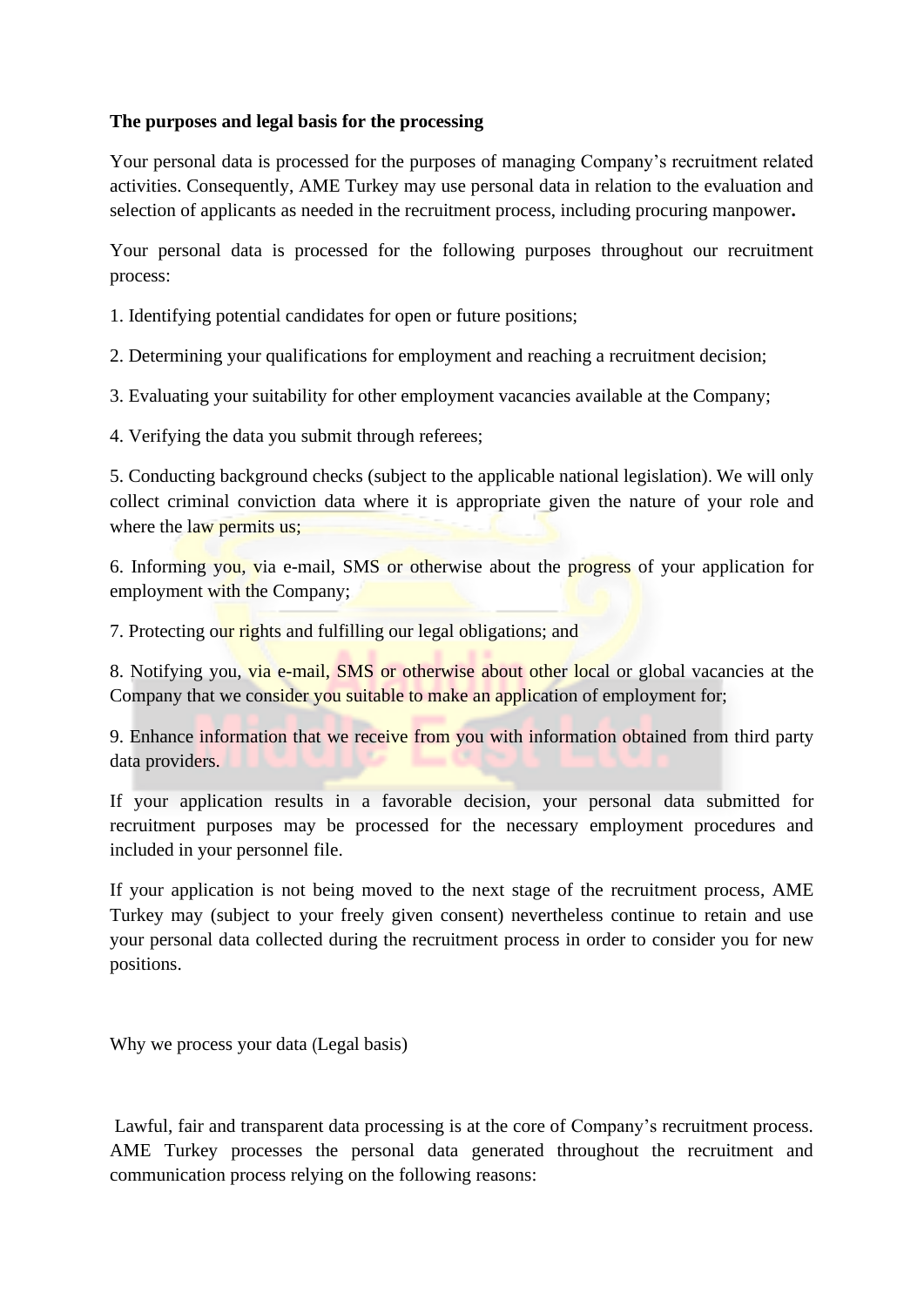**The purposes and legal basis for the processing**

Your personal data is processed for the purposes of managing Company's recruitment related activities. Consequently, AME Turkey may use personal data in relation to the evaluation and selection of applicants as needed in the recruitment process, including procuring manpower**.**

Your personal data is processed for the following purposes throughout our recruitment process:

1. Identifying potential candidates for open or future positions;

2. Determining your qualifications for employment and reaching a recruitment decision;

3. Evaluating your suitability for other employment vacancies available at the Company;

4. Verifying the data you submit through referees;

5. Conducting background checks (subject to the applicable national legislation). We will only collect criminal conviction data where it is appropriate given the nature of your role and where the law permits us;

6. Informing you, via e-mail, SMS or otherwise about the progress of your application for employment with the Company;

7. Protecting our rights and fulfilling our legal obligations; and

8. Notifying you, via e-mail, SMS or otherwise about other local or global vacancies at the Company that we consider you suitable to make an application of employment for;

9. Enhance information that we receive from you with information obtained from third party data providers.

If your application results in a favorable decision, your personal data submitted for recruitment purposes may be processed for the necessary employment procedures and included in your personnel file.

If your application is not being moved to the next stage of the recruitment process, AME Turkey may (subject to your freely given consent) nevertheless continue to retain and use your personal data collected during the recruitment process in order to consider you for new positions.

Why we process your data (Legal basis)

Lawful, fair and transparent data processing is at the core of Company's recruitment process. AME Turkey processes the personal data generated throughout the recruitment and communication process relying on the following reasons: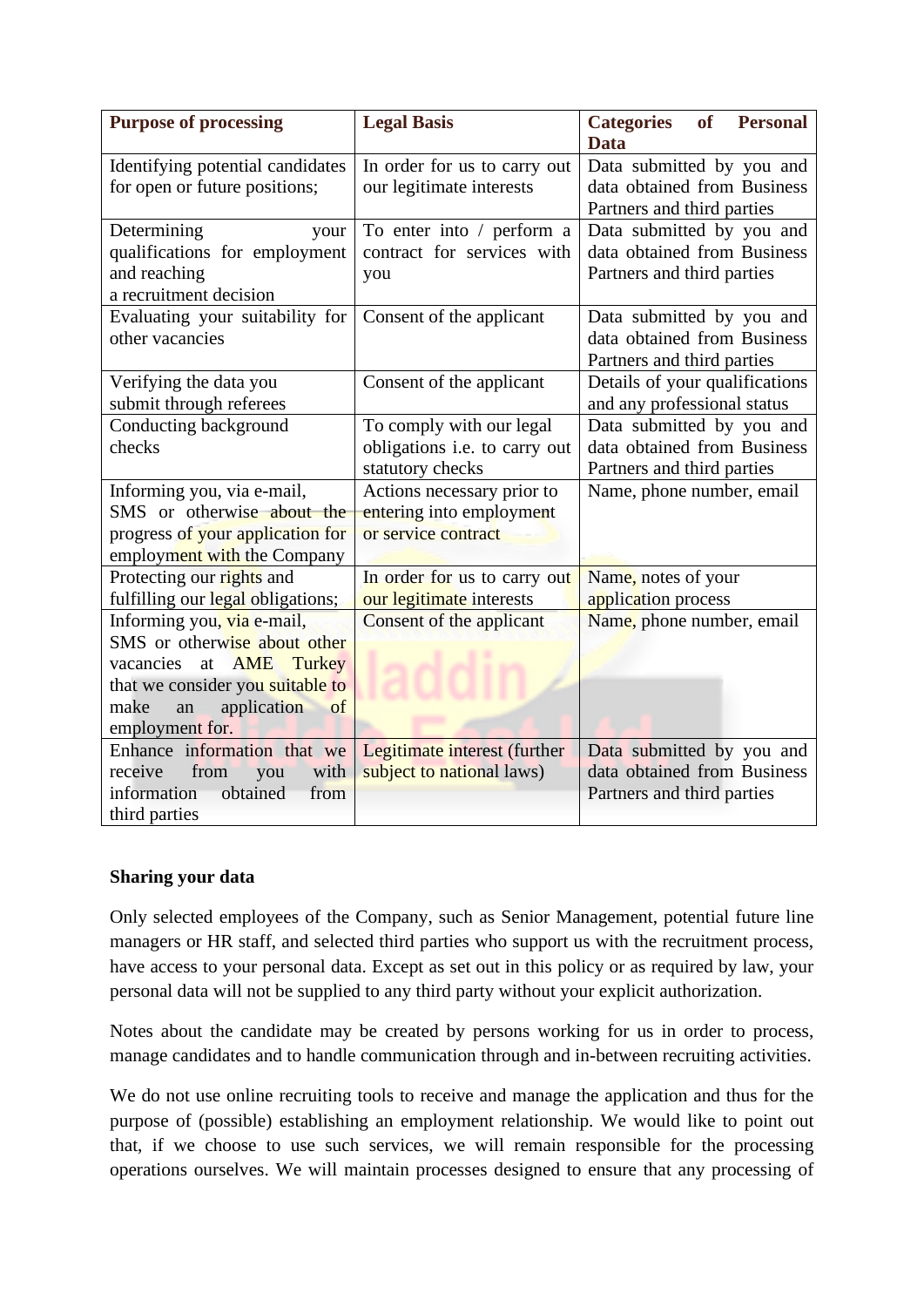| **Purpose of processing** | **Legal Basis** | **Categories of Personal Data** |
| --- | --- | --- |
| Identifying potential candidates for open or future positions; | In order for us to carry out our legitimate interests | Data submitted by you and data obtained from Business Partners and third parties |
| Determining your qualifications for employment and reaching a recruitment decision | To enter into / perform a contract for services with you | Data submitted by you and data obtained from Business Partners and third parties |
| Evaluating your suitability for other vacancies | Consent of the applicant | Data submitted by you and data obtained from Business Partners and third parties |
| Verifying the data you submit through referees | Consent of the applicant | Details of your qualifications and any professional status |
| Conducting background checks | To comply with our legal obligations i.e. to carry out statutory checks | Data submitted by you and data obtained from Business Partners and third parties |
| Informing you, via e-mail, SMS or otherwise about the progress of your application for employment with the Company | Actions necessary prior to entering into employment or service contract | Name, phone number, email |
| Protecting our rights and fulfilling our legal obligations; | In order for us to carry out our legitimate interests | Name, notes of your application process |
| Informing you, via e-mail, SMS or otherwise about other vacancies at AME Turkey that we consider you suitable to make an application of employment for. | Consent of the applicant | Name, phone number, email |
| Enhance information that we receive from you with information obtained from third parties | Legitimate interest (further subject to national laws) | Data submitted by you and data obtained from Business Partners and third parties |

**Sharing your data**

Only selected employees of the Company, such as Senior Management, potential future line managers or HR staff, and selected third parties who support us with the recruitment process, have access to your personal data. Except as set out in this policy or as required by law, your personal data will not be supplied to any third party without your explicit authorization.

Notes about the candidate may be created by persons working for us in order to process, manage candidates and to handle communication through and in-between recruiting activities.

We do not use online recruiting tools to receive and manage the application and thus for the purpose of (possible) establishing an employment relationship. We would like to point out that, if we choose to use such services, we will remain responsible for the processing operations ourselves. We will maintain processes designed to ensure that any processing of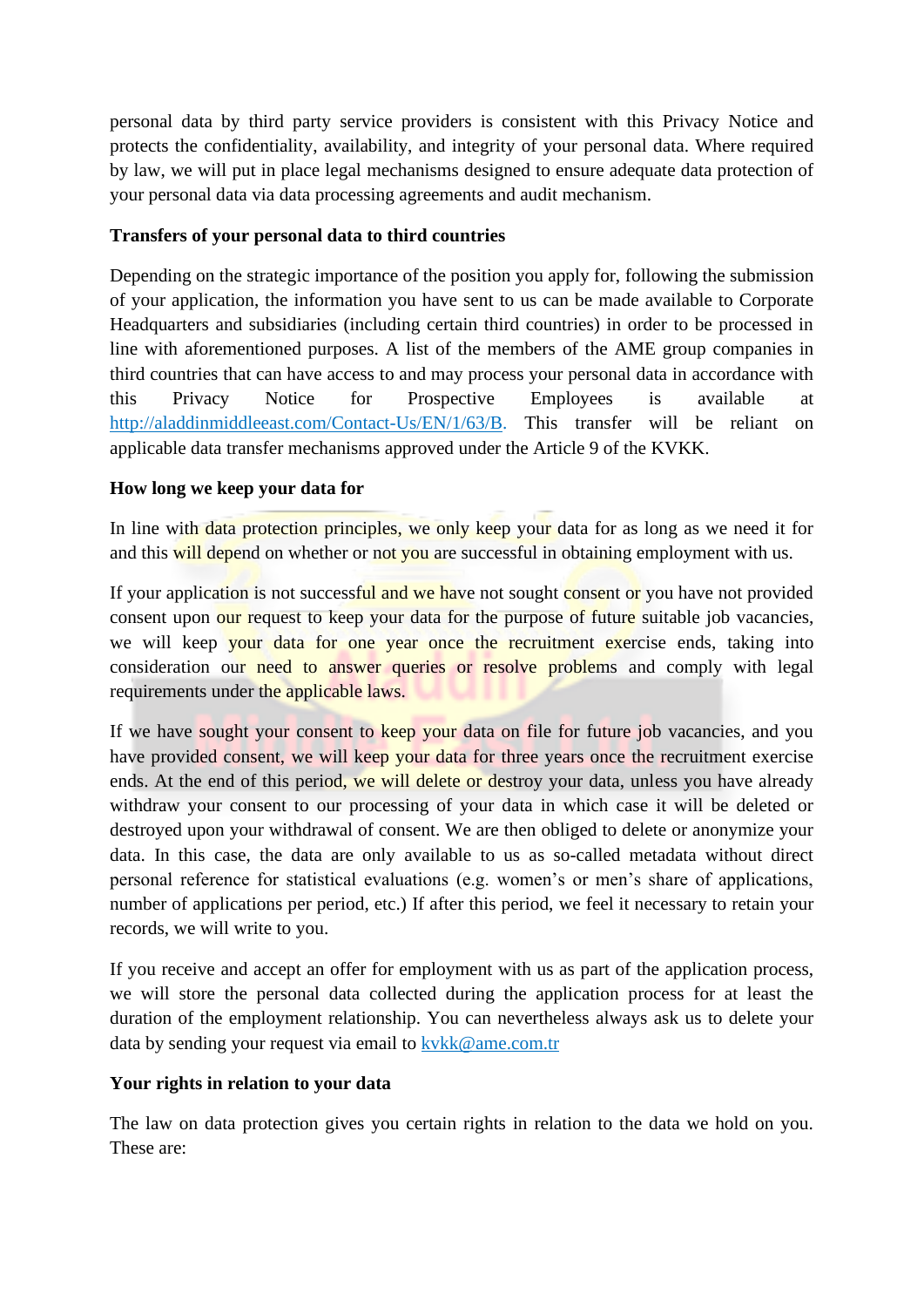personal data by third party service providers is consistent with this Privacy Notice and protects the confidentiality, availability, and integrity of your personal data. Where required by law, we will put in place legal mechanisms designed to ensure adequate data protection of your personal data via data processing agreements and audit mechanism.

**Transfers of your personal data to third countries**

Depending on the strategic importance of the position you apply for, following the submission of your application, the information you have sent to us can be made available to Corporate Headquarters and subsidiaries (including certain third countries) in order to be processed in line with aforementioned purposes. A list of the members of the AME group companies in third countries that can have access to and may process your personal data in accordance with this Privacy Notice for Prospective Employees is available at [http://aladdinmiddleeast.com/Contact-Us/EN/1/63/B](http://aladdinmiddleeast.com/Contact-Us/EN/1/63/B). This transfer will be reliant on applicable data transfer mechanisms approved under the Article 9 of the KVKK.

**How long we keep your data for**

In line with data protection principles, we only keep your data for as long as we need it for and this will depend on whether or not you are successful in obtaining employment with us.

If your application is not successful and we have not sought consent or you have not provided consent upon our request to keep your data for the purpose of future suitable job vacancies, we will keep your data for one year once the recruitment exercise ends, taking into consideration our need to answer queries or resolve problems and comply with legal requirements under the applicable laws.

If we have sought your consent to keep your data on file for future job vacancies, and you have provided consent, we will keep your data for three years once the recruitment exercise ends. At the end of this period, we will delete or destroy your data, unless you have already withdraw your consent to our processing of your data in which case it will be deleted or destroyed upon your withdrawal of consent. We are then obliged to delete or anonymize your data. In this case, the data are only available to us as so-called metadata without direct personal reference for statistical evaluations (e.g. women's or men's share of applications, number of applications per period, etc.) If after this period, we feel it necessary to retain your records, we will write to you.

If you receive and accept an offer for employment with us as part of the application process, we will store the personal data collected during the application process for at least the duration of the employment relationship. You can nevertheless always ask us to delete your data by sending your request via email to [kvkk@ame.com.tr](mailto:kvkk@ame.com.tr)

**Your rights in relation to your data**

The law on data protection gives you certain rights in relation to the data we hold on you. These are: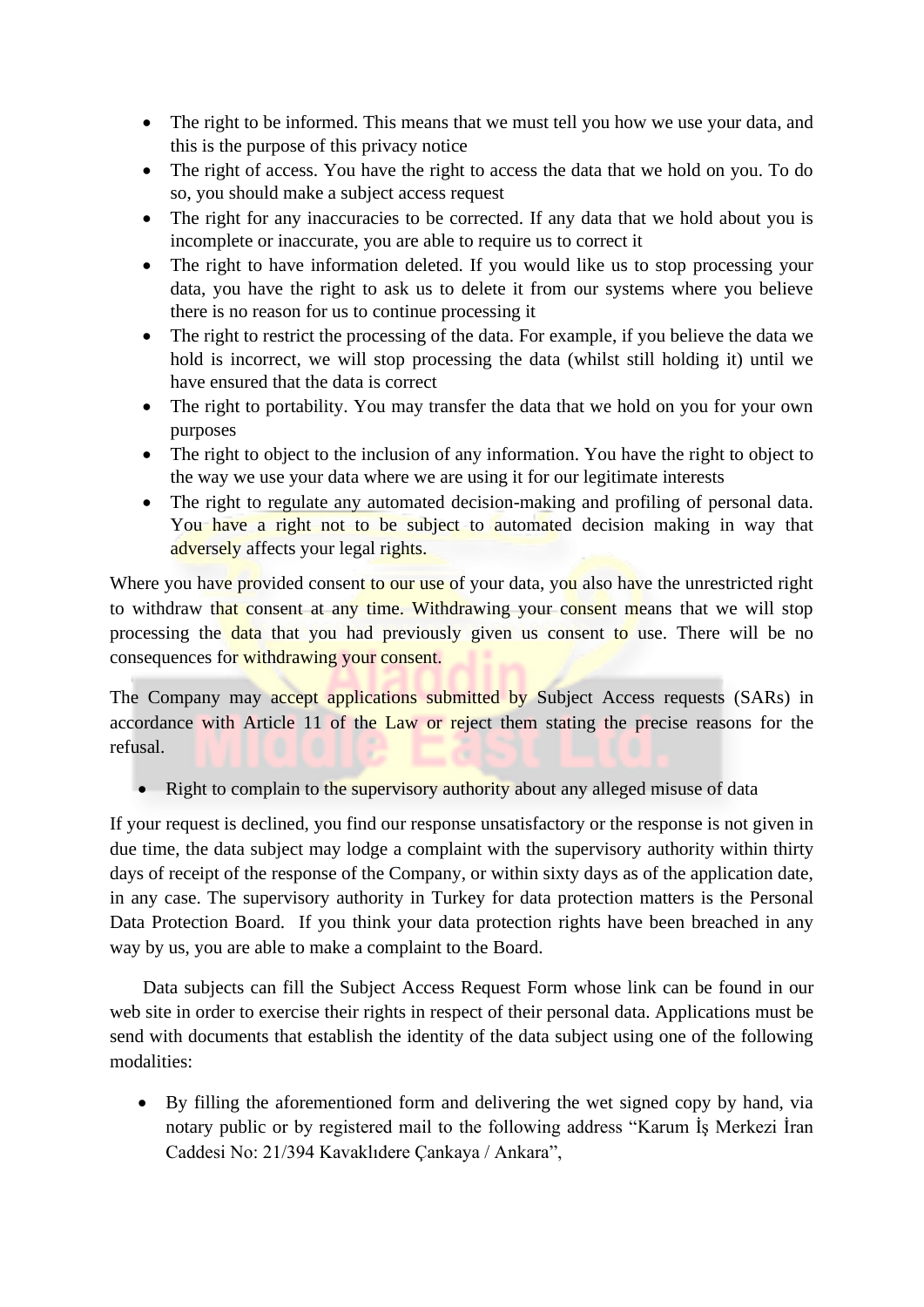- The right to be informed. This means that we must tell you how we use your data, and this is the purpose of this privacy notice
- The right of access. You have the right to access the data that we hold on you. To do so, you should make a subject access request
- The right for any inaccuracies to be corrected. If any data that we hold about you is incomplete or inaccurate, you are able to require us to correct it
- The right to have information deleted. If you would like us to stop processing your data, you have the right to ask us to delete it from our systems where you believe there is no reason for us to continue processing it
- The right to restrict the processing of the data. For example, if you believe the data we hold is incorrect, we will stop processing the data (whilst still holding it) until we have ensured that the data is correct
- The right to portability. You may transfer the data that we hold on you for your own purposes
- The right to object to the inclusion of any information. You have the right to object to the way we use your data where we are using it for our legitimate interests
- The right to regulate any automated decision-making and profiling of personal data. You have a right not to be subject to automated decision making in way that adversely affects your legal rights.

Where you have provided consent to our use of your data, you also have the unrestricted right to withdraw that consent at any time. Withdrawing your consent means that we will stop processing the data that you had previously given us consent to use. There will be no consequences for withdrawing your consent.

The Company may accept applications submitted by Subject Access requests (SARs) in accordance with Article 11 of the Law or reject them stating the precise reasons for the refusal.

- Right to complain to the supervisory authority about any alleged misuse of data

If your request is declined, you find our response unsatisfactory or the response is not given in due time, the data subject may lodge a complaint with the supervisory authority within thirty days of receipt of the response of the Company, or within sixty days as of the application date, in any case. The supervisory authority in Turkey for data protection matters is the Personal Data Protection Board. If you think your data protection rights have been breached in any way by us, you are able to make a complaint to the Board.

Data subjects can fill the Subject Access Request Form whose link can be found in our web site in order to exercise their rights in respect of their personal data. Applications must be send with documents that establish the identity of the data subject using one of the following modalities:

- By filling the aforementioned form and delivering the wet signed copy by hand, via notary public or by registered mail to the following address "Karum İş Merkezi İran Caddesi No: 21/394 Kavaklıdere Çankaya / Ankara",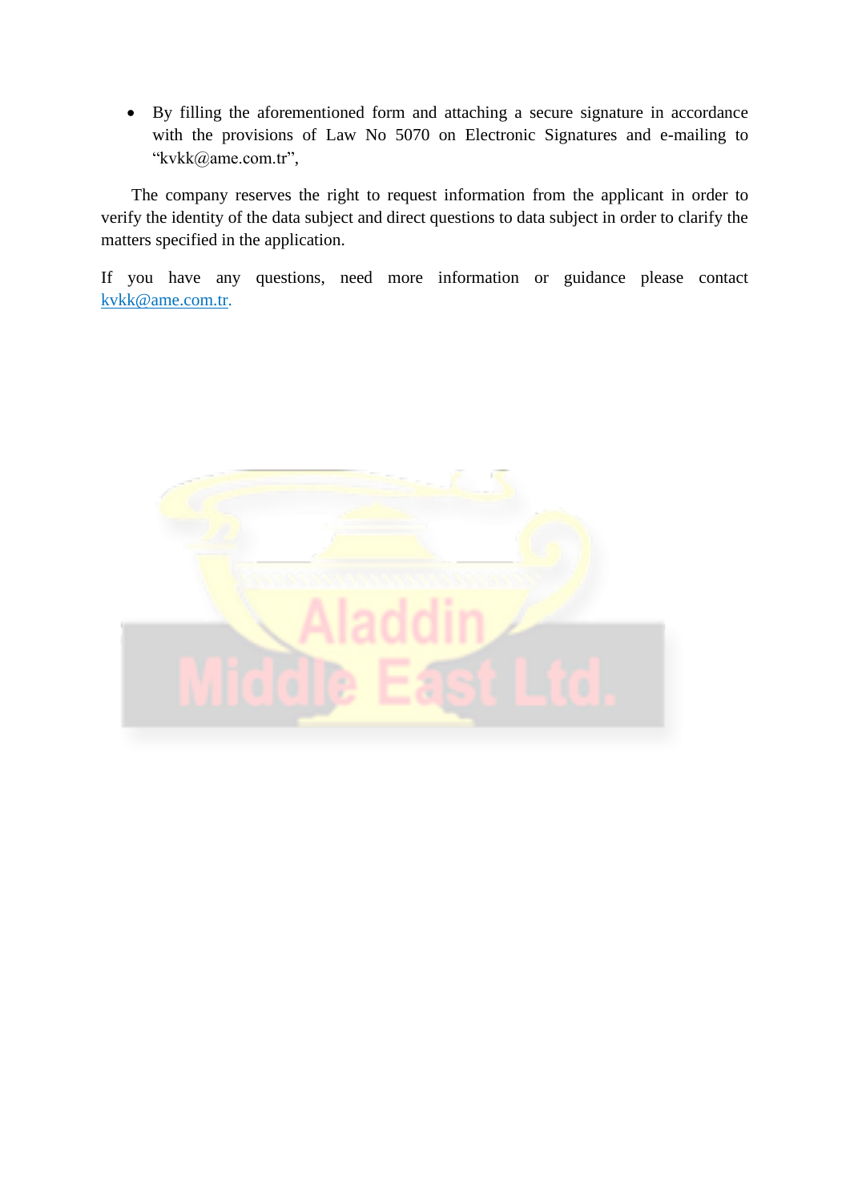- By filling the aforementioned form and attaching a secure signature in accordance with the provisions of Law No 5070 on Electronic Signatures and e-mailing to "kvkk@ame.com.tr",

The company reserves the right to request information from the applicant in order to verify the identity of the data subject and direct questions to data subject in order to clarify the matters specified in the application.

If you have any questions, need more information or guidance please contact kvkk@ame.com.tr.